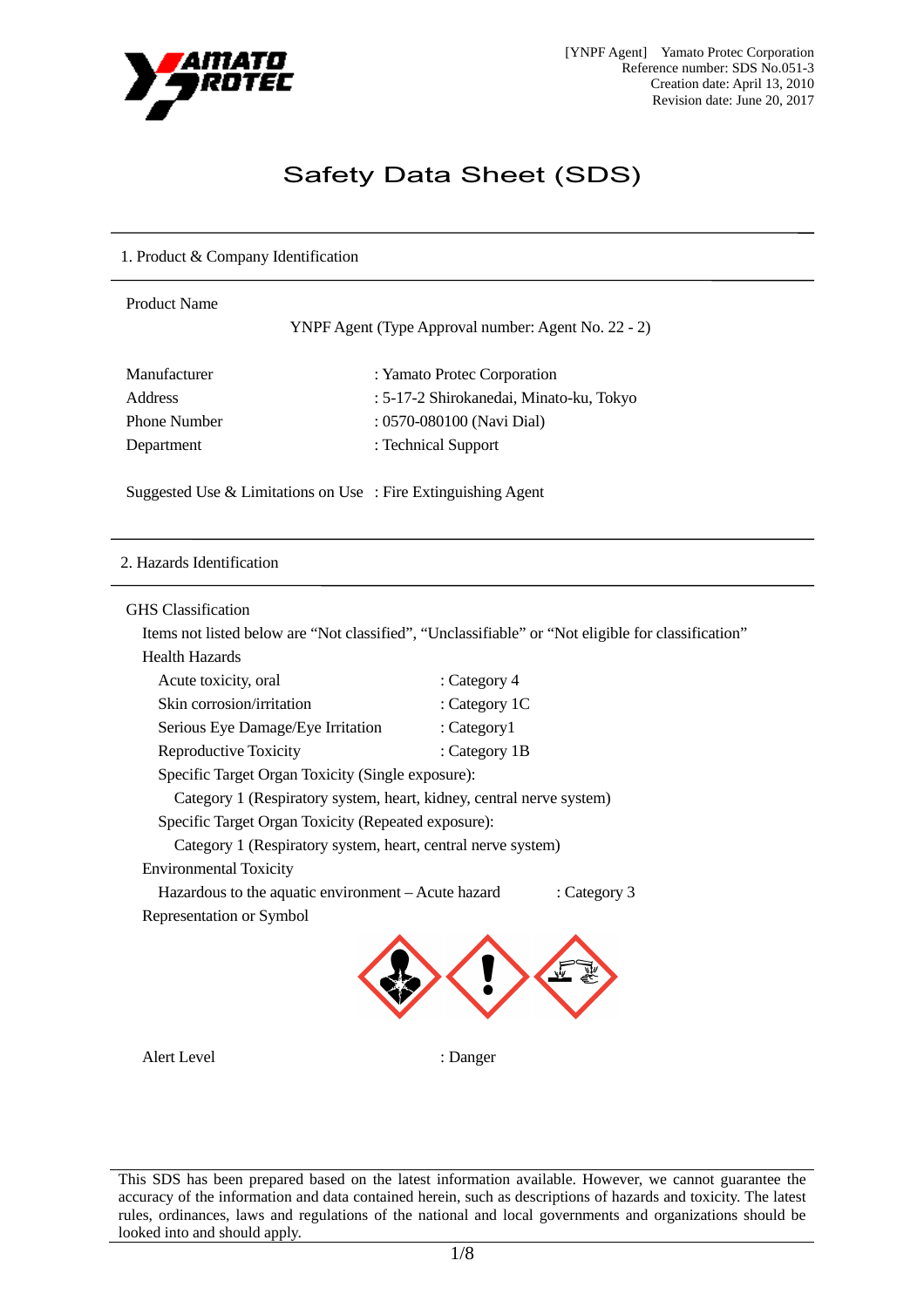[YNPF Agent] Yamato Protec Corporation
Reference number: SDS No.051-3
Creation date: April 13, 2010
Revision date: June 20, 2017

# Safety Data Sheet (SDS)

## 1. Product & Company Identification

Product Name

YNPF Agent (Type Approval number: Agent No. 22 - 2)

| | |
|---|---|
| Manufacturer | : Yamato Protec Corporation |
| Address | : 5-17-2 Shirokanedai, Minato-ku, Tokyo |
| Phone Number | : 0570-080100 (Navi Dial) |
| Department | : Technical Support |

Suggested Use & Limitations on Use : Fire Extinguishing Agent

## 2. Hazards Identification

GHS Classification

Items not listed below are "Not classified", "Unclassifiable" or "Not eligible for classification"

Health Hazards

| | |
|---|---|
| Acute toxicity, oral | : Category 4 |
| Skin corrosion/irritation | : Category 1C |
| Serious Eye Damage/Eye Irritation | : Category1 |
| Reproductive Toxicity | : Category 1B |

Specific Target Organ Toxicity (Single exposure):

Category 1 (Respiratory system, heart, kidney, central nerve system)

Specific Target Organ Toxicity (Repeated exposure):

Category 1 (Respiratory system, heart, central nerve system)

Environmental Toxicity

Hazardous to the aquatic environment – Acute hazard : Category 3

Representation or Symbol

Alert Level : Danger

This SDS has been prepared based on the latest information available. However, we cannot guarantee the accuracy of the information and data contained herein, such as descriptions of hazards and toxicity. The latest rules, ordinances, laws and regulations of the national and local governments and organizations should be looked into and should apply.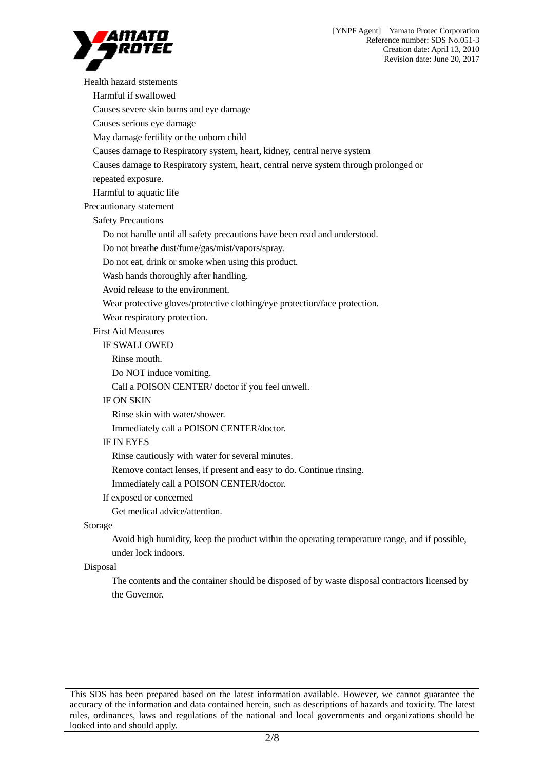Health hazard ststements

- Harmful if swallowed
- Causes severe skin burns and eye damage
- Causes serious eye damage
- May damage fertility or the unborn child
- Causes damage to Respiratory system, heart, kidney, central nerve system
- Causes damage to Respiratory system, heart, central nerve system through prolonged or repeated exposure.
- Harmful to aquatic life

Precautionary statement

Safety Precautions

- Do not handle until all safety precautions have been read and understood.
- Do not breathe dust/fume/gas/mist/vapors/spray.
- Do not eat, drink or smoke when using this product.
- Wash hands thoroughly after handling.
- Avoid release to the environment.
- Wear protective gloves/protective clothing/eye protection/face protection.
- Wear respiratory protection.

First Aid Measures

IF SWALLOWED

- Rinse mouth.
- Do NOT induce vomiting.
- Call a POISON CENTER/ doctor if you feel unwell.

IF ON SKIN

- Rinse skin with water/shower.
- Immediately call a POISON CENTER/doctor.

IF IN EYES

- Rinse cautiously with water for several minutes.
- Remove contact lenses, if present and easy to do. Continue rinsing.
- Immediately call a POISON CENTER/doctor.

If exposed or concerned

- Get medical advice/attention.

Storage

Avoid high humidity, keep the product within the operating temperature range, and if possible, under lock indoors.

Disposal

The contents and the container should be disposed of by waste disposal contractors licensed by the Governor.

This SDS has been prepared based on the latest information available. However, we cannot guarantee the accuracy of the information and data contained herein, such as descriptions of hazards and toxicity. The latest rules, ordinances, laws and regulations of the national and local governments and organizations should be looked into and should apply.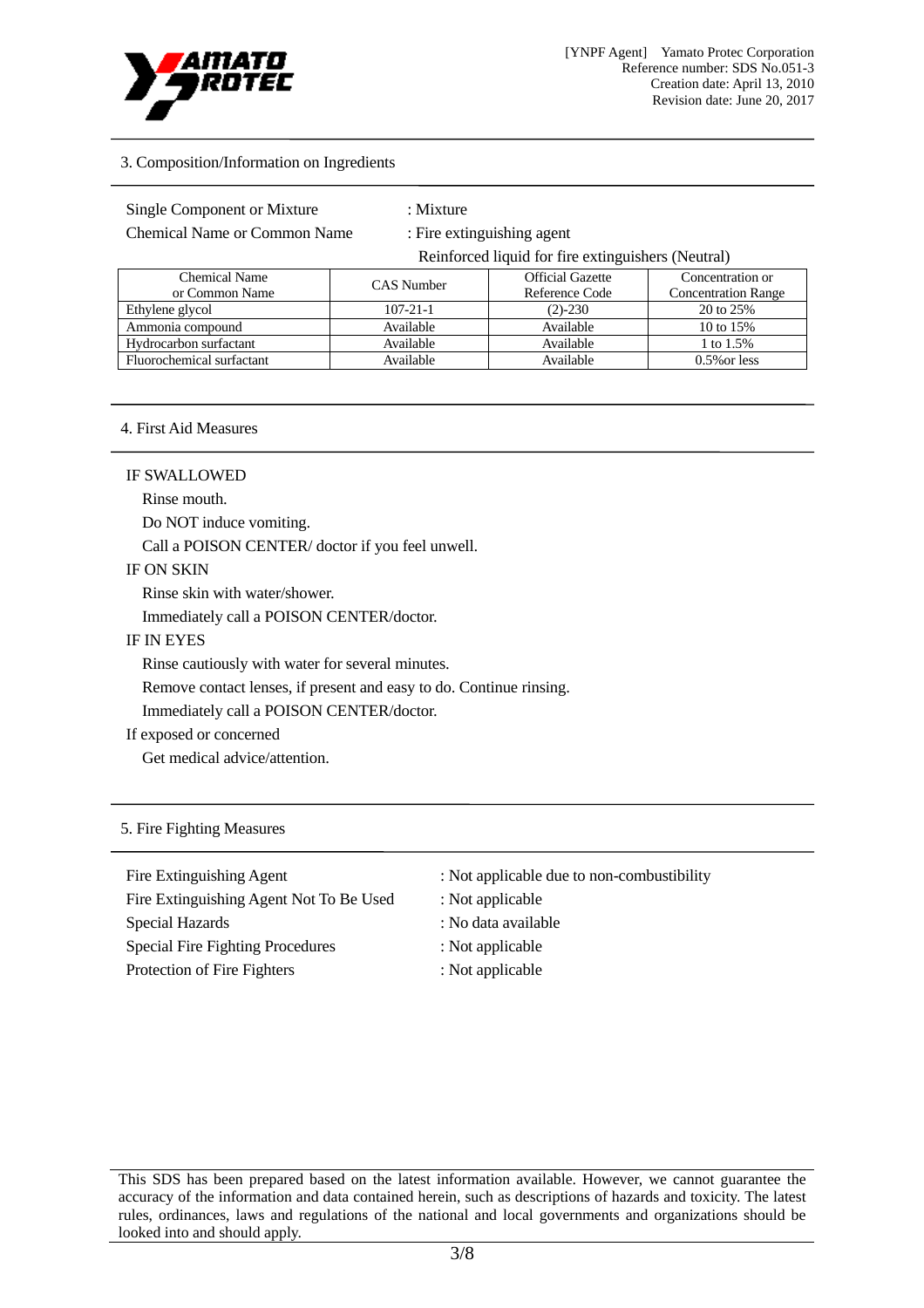## 3. Composition/Information on Ingredients

Single Component or Mixture : Mixture

Chemical Name or Common Name : Fire extinguishing agent

Reinforced liquid for fire extinguishers (Neutral)

| Chemical Name or Common Name | CAS Number | Official Gazette Reference Code | Concentration or Concentration Range |
|---|---|---|---|
| Ethylene glycol | 107-21-1 | (2)-230 | 20 to 25% |
| Ammonia compound | Available | Available | 10 to 15% |
| Hydrocarbon surfactant | Available | Available | 1 to 1.5% |
| Fluorochemical surfactant | Available | Available | 0.5%or less |

## 4. First Aid Measures

IF SWALLOWED

- Rinse mouth.
- Do NOT induce vomiting.
- Call a POISON CENTER/ doctor if you feel unwell.

IF ON SKIN

- Rinse skin with water/shower.
- Immediately call a POISON CENTER/doctor.

IF IN EYES

- Rinse cautiously with water for several minutes.
- Remove contact lenses, if present and easy to do. Continue rinsing.
- Immediately call a POISON CENTER/doctor.

If exposed or concerned

- Get medical advice/attention.

## 5. Fire Fighting Measures

Fire Extinguishing Agent : Not applicable due to non-combustibility

Fire Extinguishing Agent Not To Be Used : Not applicable

Special Hazards : No data available

Special Fire Fighting Procedures : Not applicable

Protection of Fire Fighters : Not applicable

This SDS has been prepared based on the latest information available. However, we cannot guarantee the accuracy of the information and data contained herein, such as descriptions of hazards and toxicity. The latest rules, ordinances, laws and regulations of the national and local governments and organizations should be looked into and should apply.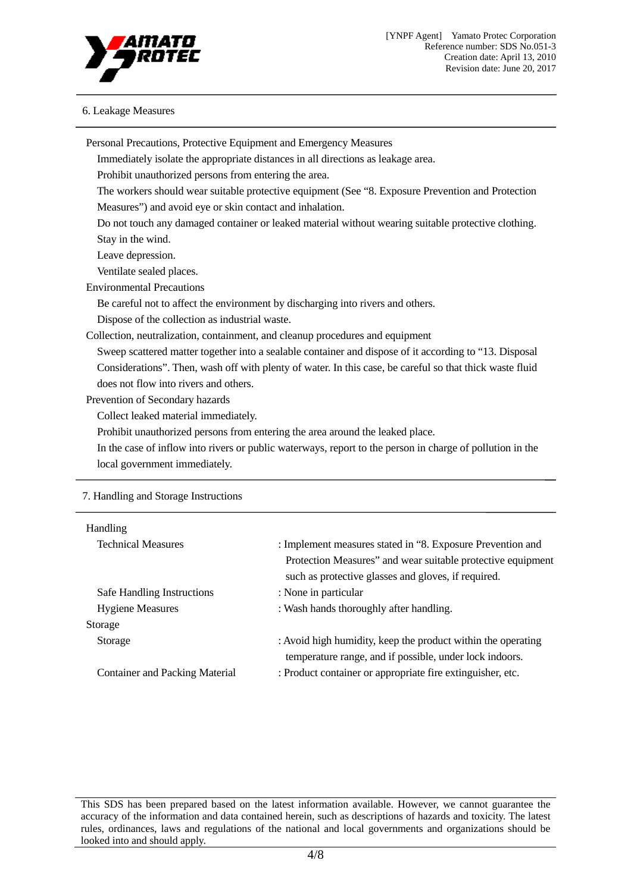## 6. Leakage Measures

Personal Precautions, Protective Equipment and Emergency Measures

Immediately isolate the appropriate distances in all directions as leakage area.

Prohibit unauthorized persons from entering the area.

The workers should wear suitable protective equipment (See "8. Exposure Prevention and Protection Measures") and avoid eye or skin contact and inhalation.

Do not touch any damaged container or leaked material without wearing suitable protective clothing.

Stay in the wind.

Leave depression.

Ventilate sealed places.

Environmental Precautions

Be careful not to affect the environment by discharging into rivers and others.

Dispose of the collection as industrial waste.

Collection, neutralization, containment, and cleanup procedures and equipment

Sweep scattered matter together into a sealable container and dispose of it according to "13. Disposal Considerations". Then, wash off with plenty of water. In this case, be careful so that thick waste fluid does not flow into rivers and others.

Prevention of Secondary hazards

Collect leaked material immediately.

Prohibit unauthorized persons from entering the area around the leaked place.

In the case of inflow into rivers or public waterways, report to the person in charge of pollution in the local government immediately.

## 7. Handling and Storage Instructions

Handling

Technical Measures : Implement measures stated in "8. Exposure Prevention and Protection Measures" and wear suitable protective equipment such as protective glasses and gloves, if required.

Safe Handling Instructions : None in particular

Hygiene Measures : Wash hands thoroughly after handling.

Storage

Storage : Avoid high humidity, keep the product within the operating temperature range, and if possible, under lock indoors.

Container and Packing Material : Product container or appropriate fire extinguisher, etc.

This SDS has been prepared based on the latest information available. However, we cannot guarantee the accuracy of the information and data contained herein, such as descriptions of hazards and toxicity. The latest rules, ordinances, laws and regulations of the national and local governments and organizations should be looked into and should apply.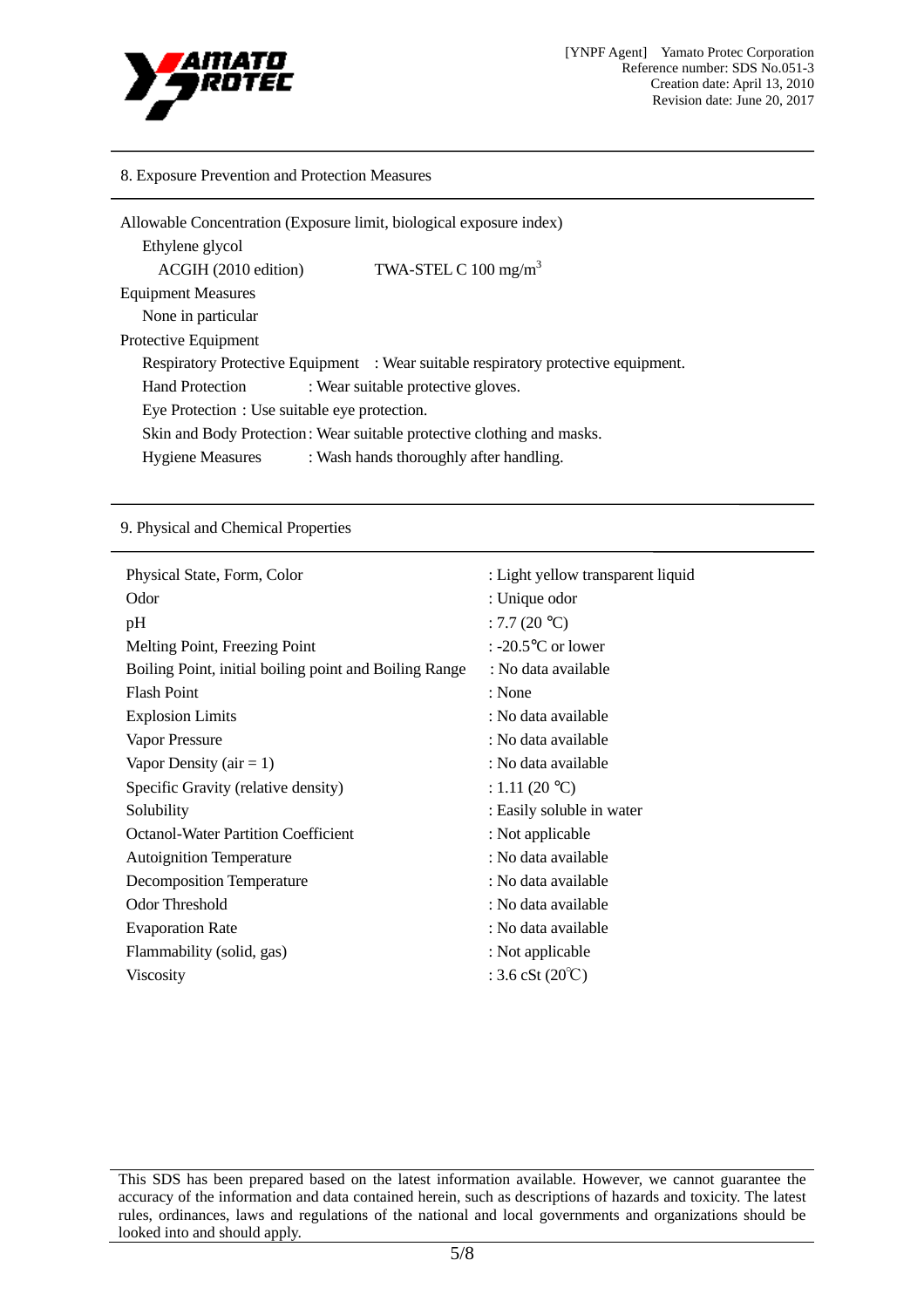## 8. Exposure Prevention and Protection Measures

Allowable Concentration (Exposure limit, biological exposure index)

Ethylene glycol

ACGIH (2010 edition) TWA-STEL C 100 mg/m$^3$

Equipment Measures

None in particular

Protective Equipment

Respiratory Protective Equipment : Wear suitable respiratory protective equipment.

Hand Protection : Wear suitable protective gloves.

Eye Protection : Use suitable eye protection.

Skin and Body Protection: Wear suitable protective clothing and masks.

Hygiene Measures : Wash hands thoroughly after handling.

## 9. Physical and Chemical Properties

| Property | Value |
|---|---|
| Physical State, Form, Color | : Light yellow transparent liquid |
| Odor | : Unique odor |
| pH | : 7.7 (20 ℃) |
| Melting Point, Freezing Point | : -20.5℃ or lower |
| Boiling Point, initial boiling point and Boiling Range | : No data available |
| Flash Point | : None |
| Explosion Limits | : No data available |
| Vapor Pressure | : No data available |
| Vapor Density (air = 1) | : No data available |
| Specific Gravity (relative density) | : 1.11 (20 ℃) |
| Solubility | : Easily soluble in water |
| Octanol-Water Partition Coefficient | : Not applicable |
| Autoignition Temperature | : No data available |
| Decomposition Temperature | : No data available |
| Odor Threshold | : No data available |
| Evaporation Rate | : No data available |
| Flammability (solid, gas) | : Not applicable |
| Viscosity | : 3.6 cSt (20℃) |

This SDS has been prepared based on the latest information available. However, we cannot guarantee the accuracy of the information and data contained herein, such as descriptions of hazards and toxicity. The latest rules, ordinances, laws and regulations of the national and local governments and organizations should be looked into and should apply.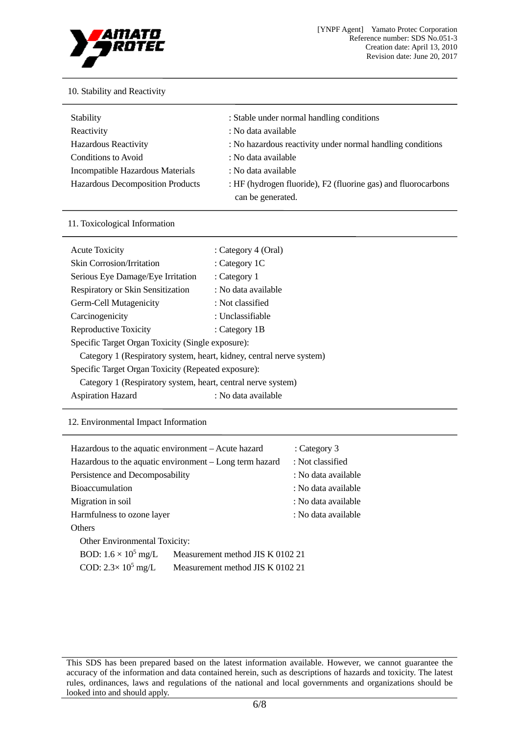## 10. Stability and Reactivity

| | |
|---|---|
| Stability | : Stable under normal handling conditions |
| Reactivity | : No data available |
| Hazardous Reactivity | : No hazardous reactivity under normal handling conditions |
| Conditions to Avoid | : No data available |
| Incompatible Hazardous Materials | : No data available |
| Hazardous Decomposition Products | : HF (hydrogen fluoride), F2 (fluorine gas) and fluorocarbons can be generated. |

## 11. Toxicological Information

| | |
|---|---|
| Acute Toxicity | : Category 4 (Oral) |
| Skin Corrosion/Irritation | : Category 1C |
| Serious Eye Damage/Eye Irritation | : Category 1 |
| Respiratory or Skin Sensitization | : No data available |
| Germ-Cell Mutagenicity | : Not classified |
| Carcinogenicity | : Unclassifiable |
| Reproductive Toxicity | : Category 1B |

Specific Target Organ Toxicity (Single exposure):

Category 1 (Respiratory system, heart, kidney, central nerve system)

Specific Target Organ Toxicity (Repeated exposure):

Category 1 (Respiratory system, heart, central nerve system)

Aspiration Hazard : No data available

## 12. Environmental Impact Information

| | |
|---|---|
| Hazardous to the aquatic environment – Acute hazard | : Category 3 |
| Hazardous to the aquatic environment – Long term hazard | : Not classified |
| Persistence and Decomposability | : No data available |
| Bioaccumulation | : No data available |
| Migration in soil | : No data available |
| Harmfulness to ozone layer | : No data available |

Others

Other Environmental Toxicity:

BOD: $1.6 \times 10^5$ mg/L Measurement method JIS K 0102 21

COD: $2.3 \times 10^5$ mg/L Measurement method JIS K 0102 21

This SDS has been prepared based on the latest information available. However, we cannot guarantee the accuracy of the information and data contained herein, such as descriptions of hazards and toxicity. The latest rules, ordinances, laws and regulations of the national and local governments and organizations should be looked into and should apply.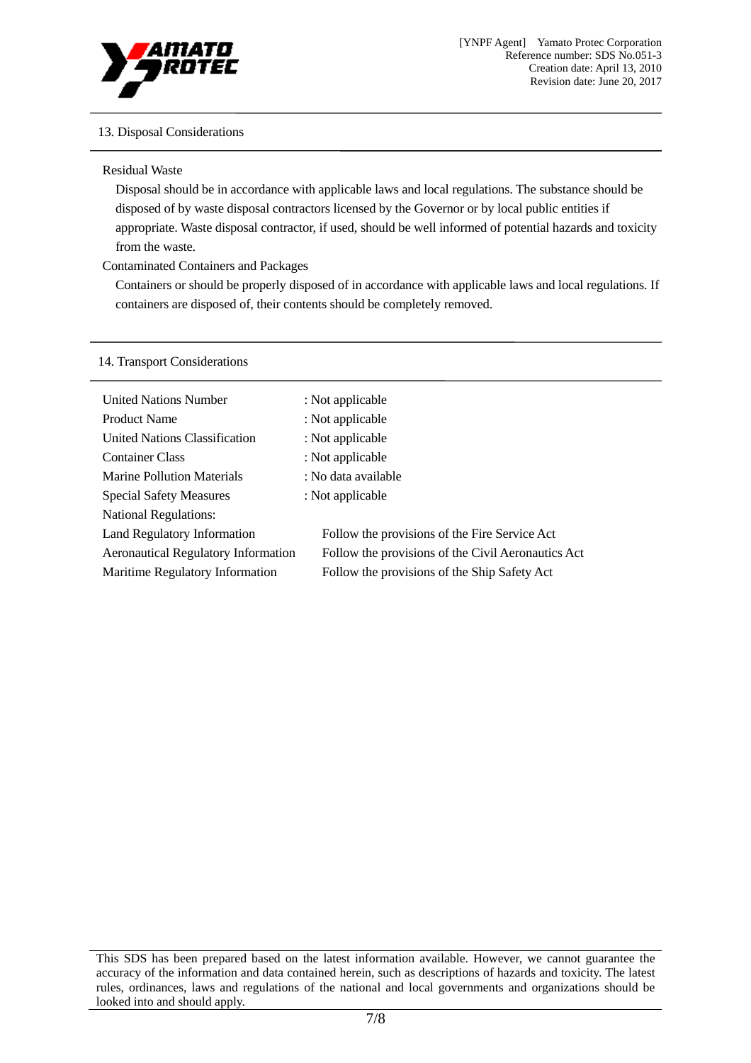## 13. Disposal Considerations

Residual Waste

Disposal should be in accordance with applicable laws and local regulations. The substance should be disposed of by waste disposal contractors licensed by the Governor or by local public entities if appropriate. Waste disposal contractor, if used, should be well informed of potential hazards and toxicity from the waste.

Contaminated Containers and Packages

Containers or should be properly disposed of in accordance with applicable laws and local regulations. If containers are disposed of, their contents should be completely removed.

## 14. Transport Considerations

| | |
|---|---|
| United Nations Number | : Not applicable |
| Product Name | : Not applicable |
| United Nations Classification | : Not applicable |
| Container Class | : Not applicable |
| Marine Pollution Materials | : No data available |
| Special Safety Measures | : Not applicable |
| National Regulations: | |
| Land Regulatory Information | Follow the provisions of the Fire Service Act |
| Aeronautical Regulatory Information | Follow the provisions of the Civil Aeronautics Act |
| Maritime Regulatory Information | Follow the provisions of the Ship Safety Act |

This SDS has been prepared based on the latest information available. However, we cannot guarantee the accuracy of the information and data contained herein, such as descriptions of hazards and toxicity. The latest rules, ordinances, laws and regulations of the national and local governments and organizations should be looked into and should apply.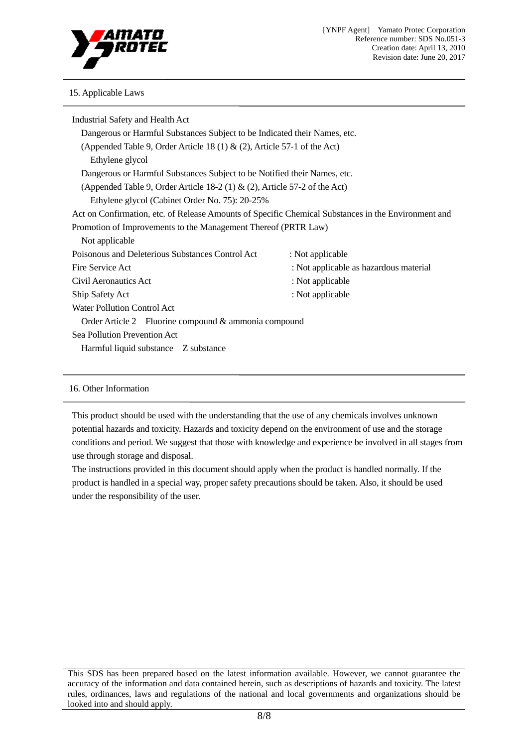## 15. Applicable Laws

Industrial Safety and Health Act

Dangerous or Harmful Substances Subject to be Indicated their Names, etc.

(Appended Table 9, Order Article 18 (1) & (2), Article 57-1 of the Act)

Ethylene glycol

Dangerous or Harmful Substances Subject to be Notified their Names, etc.

(Appended Table 9, Order Article 18-2 (1) & (2), Article 57-2 of the Act)

Ethylene glycol (Cabinet Order No. 75): 20-25%

Act on Confirmation, etc. of Release Amounts of Specific Chemical Substances in the Environment and Promotion of Improvements to the Management Thereof (PRTR Law)

Not applicable

Poisonous and Deleterious Substances Control Act : Not applicable

Fire Service Act : Not applicable as hazardous material

Civil Aeronautics Act : Not applicable

Ship Safety Act : Not applicable

Water Pollution Control Act

Order Article 2 Fluorine compound & ammonia compound

Sea Pollution Prevention Act

Harmful liquid substance Z substance

## 16. Other Information

This product should be used with the understanding that the use of any chemicals involves unknown potential hazards and toxicity. Hazards and toxicity depend on the environment of use and the storage conditions and period. We suggest that those with knowledge and experience be involved in all stages from use through storage and disposal.

The instructions provided in this document should apply when the product is handled normally. If the product is handled in a special way, proper safety precautions should be taken. Also, it should be used under the responsibility of the user.

This SDS has been prepared based on the latest information available. However, we cannot guarantee the accuracy of the information and data contained herein, such as descriptions of hazards and toxicity. The latest rules, ordinances, laws and regulations of the national and local governments and organizations should be looked into and should apply.